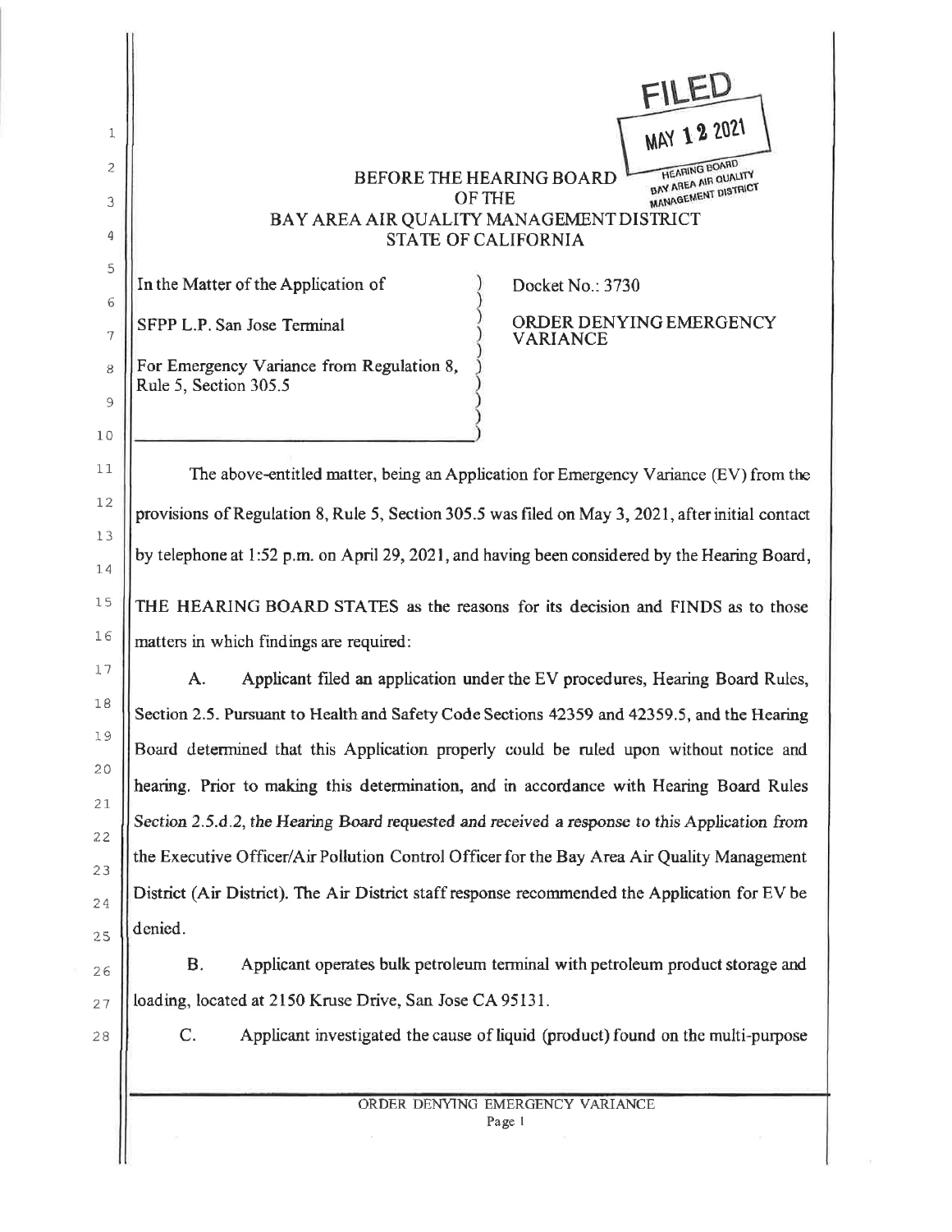FILED
MAY 12 2021
HEARING BOARD
BAY AREA AIR QUALITY
MANAGEMENT DISTRICT

BEFORE THE HEARING BOARD
OF THE
BAY AREA AIR QUALITY MANAGEMENT DISTRICT
STATE OF CALIFORNIA

| | |
|---|---|
| In the Matter of the Application of<br><br>SFPP L.P. San Jose Terminal<br><br>For Emergency Variance from Regulation 8, Rule 5, Section 305.5 | Docket No.: 3730<br><br>ORDER DENYING EMERGENCY VARIANCE |

The above-entitled matter, being an Application for Emergency Variance (EV) from the provisions of Regulation 8, Rule 5, Section 305.5 was filed on May 3, 2021, after initial contact by telephone at 1:52 p.m. on April 29, 2021, and having been considered by the Hearing Board,

THE HEARING BOARD STATES as the reasons for its decision and FINDS as to those matters in which findings are required:

A. Applicant filed an application under the EV procedures, Hearing Board Rules, Section 2.5. Pursuant to Health and Safety Code Sections 42359 and 42359.5, and the Hearing Board determined that this Application properly could be ruled upon without notice and hearing. Prior to making this determination, and in accordance with Hearing Board Rules Section 2.5.d.2, the Hearing Board requested and received a response to this Application from the Executive Officer/Air Pollution Control Officer for the Bay Area Air Quality Management District (Air District). The Air District staff response recommended the Application for EV be denied.

B. Applicant operates bulk petroleum terminal with petroleum product storage and loading, located at 2150 Kruse Drive, San Jose CA 95131.

C. Applicant investigated the cause of liquid (product) found on the multi-purpose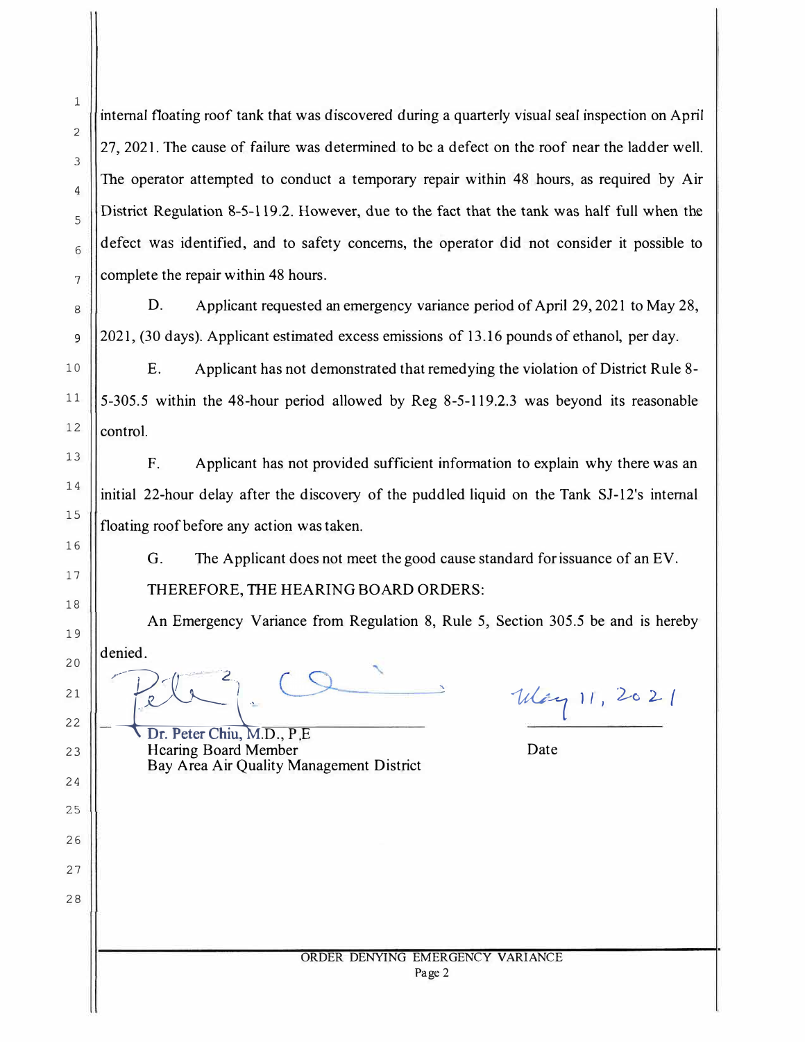internal floating roof tank that was discovered during a quarterly visual seal inspection on April 27, 2021. The cause of failure was determined to be a defect on the roof near the ladder well. The operator attempted to conduct a temporary repair within 48 hours, as required by Air District Regulation 8-5-119.2. However, due to the fact that the tank was half full when the defect was identified, and to safety concerns, the operator did not consider it possible to complete the repair within 48 hours.

D. Applicant requested an emergency variance period of April 29, 2021 to May 28, 2021, (30 days). Applicant estimated excess emissions of 13.16 pounds of ethanol, per day.

E. Applicant has not demonstrated that remedying the violation of District Rule 8-5-305.5 within the 48-hour period allowed by Reg 8-5-119.2.3 was beyond its reasonable control.

F. Applicant has not provided sufficient information to explain why there was an initial 22-hour delay after the discovery of the puddled liquid on the Tank SJ-12's internal floating roof before any action was taken.

G. The Applicant does not meet the good cause standard for issuance of an EV.

THEREFORE, THE HEARING BOARD ORDERS:

An Emergency Variance from Regulation 8, Rule 5, Section 305.5 be and is hereby denied.

Dr. Peter Chiu, M.D., P.E
Hearing Board Member
Bay Area Air Quality Management District

May 11, 2021
Date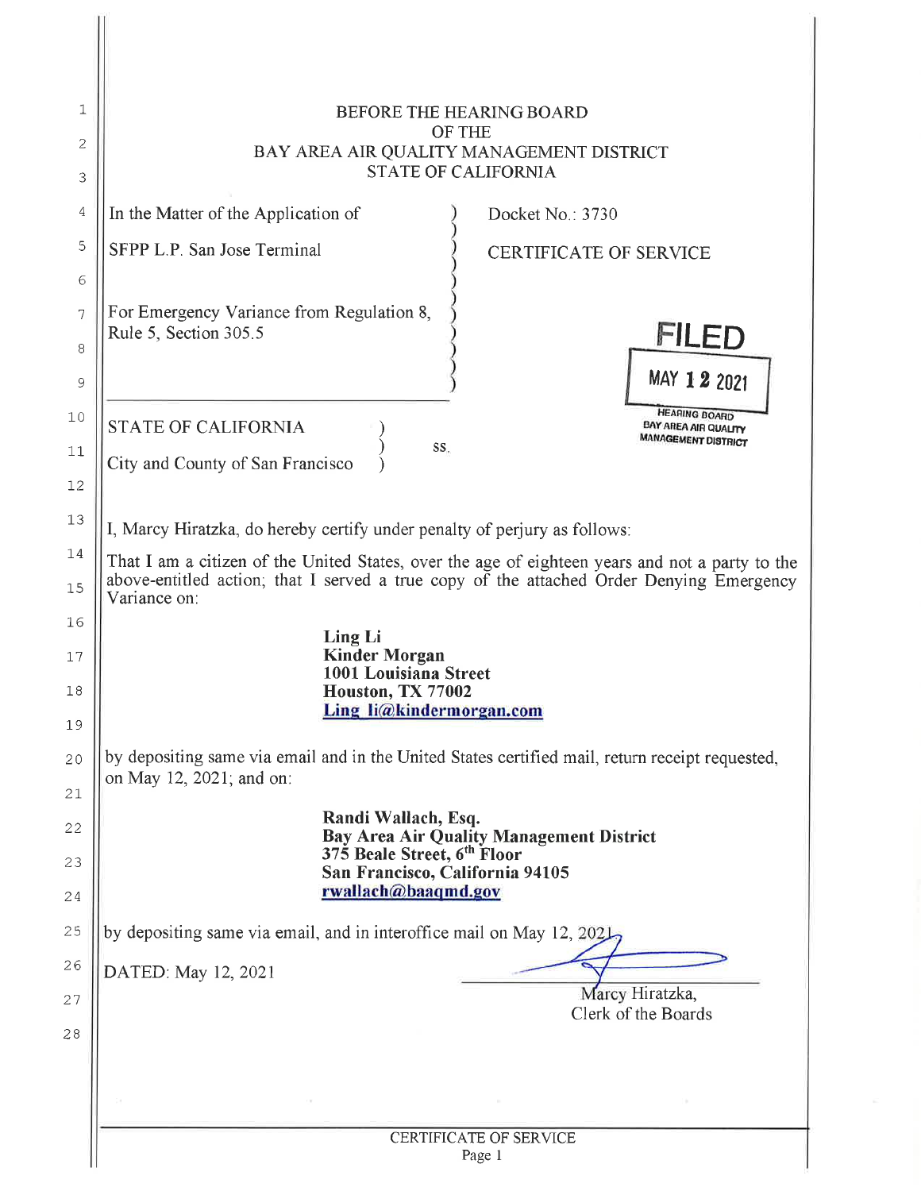BEFORE THE HEARING BOARD
OF THE
BAY AREA AIR QUALITY MANAGEMENT DISTRICT
STATE OF CALIFORNIA

In the Matter of the Application of

SFPP L.P. San Jose Terminal

For Emergency Variance from Regulation 8, Rule 5, Section 305.5

Docket No.: 3730

CERTIFICATE OF SERVICE

FILED
MAY 12 2021
HEARING BOARD
BAY AREA AIR QUALITY MANAGEMENT DISTRICT

STATE OF CALIFORNIA )
) ss.
City and County of San Francisco )

I, Marcy Hiratzka, do hereby certify under penalty of perjury as follows:

That I am a citizen of the United States, over the age of eighteen years and not a party to the above-entitled action; that I served a true copy of the attached Order Denying Emergency Variance on:

**Ling Li**
**Kinder Morgan**
**1001 Louisiana Street**
**Houston, TX 77002**
**Ling_li@kindermorgan.com**

by depositing same via email and in the United States certified mail, return receipt requested, on May 12, 2021; and on:

**Randi Wallach, Esq.**
**Bay Area Air Quality Management District**
**375 Beale Street, 6th Floor**
**San Francisco, California 94105**
**rwallach@baaqmd.gov**

by depositing same via email, and in interoffice mail on May 12, 2021.

DATED: May 12, 2021

Marcy Hiratzka,
Clerk of the Boards

CERTIFICATE OF SERVICE